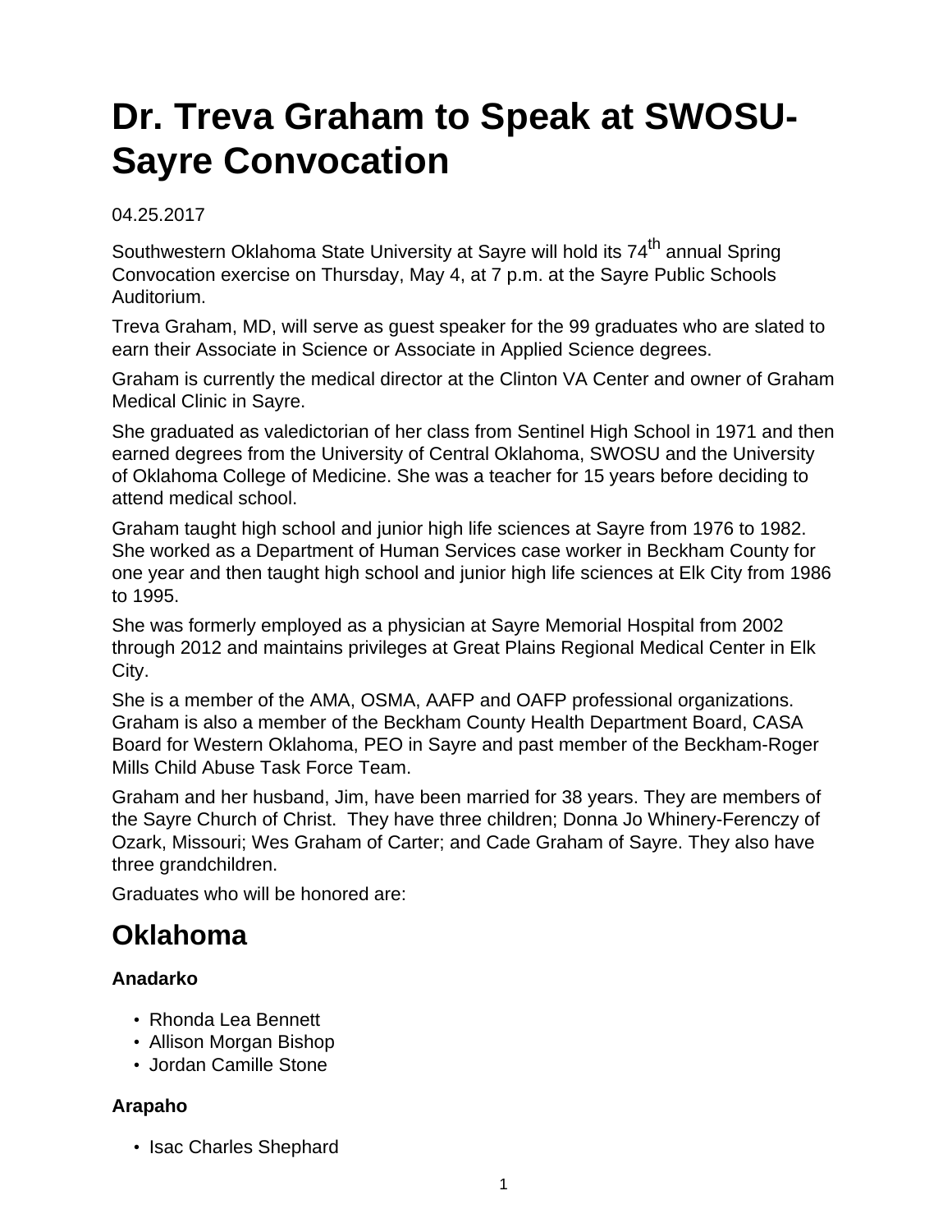# Dr. Treva Graham to Speak at SWOSU-Sayre Convocation

04.25.2017

Southwestern Oklahoma State University at Sayre will hold its 74th annual Spring Convocation exercise on Thursday, May 4, at 7 p.m. at the Sayre Public Schools Auditorium.

Treva Graham, MD, will serve as guest speaker for the 99 graduates who are slated to earn their Associate in Science or Associate in Applied Science degrees.

Graham is currently the medical director at the Clinton VA Center and owner of Graham Medical Clinic in Sayre.

She graduated as valedictorian of her class from Sentinel High School in 1971 and then earned degrees from the University of Central Oklahoma, SWOSU and the University of Oklahoma College of Medicine. She was a teacher for 15 years before deciding to attend medical school.

Graham taught high school and junior high life sciences at Sayre from 1976 to 1982. She worked as a Department of Human Services case worker in Beckham County for one year and then taught high school and junior high life sciences at Elk City from 1986 to 1995.

She was formerly employed as a physician at Sayre Memorial Hospital from 2002 through 2012 and maintains privileges at Great Plains Regional Medical Center in Elk City.

She is a member of the AMA, OSMA, AAFP and OAFP professional organizations. Graham is also a member of the Beckham County Health Department Board, CASA Board for Western Oklahoma, PEO in Sayre and past member of the Beckham-Roger Mills Child Abuse Task Force Team.

Graham and her husband, Jim, have been married for 38 years. They are members of the Sayre Church of Christ. They have three children; Donna Jo Whinery-Ferenczy of Ozark, Missouri; Wes Graham of Carter; and Cade Graham of Sayre. They also have three grandchildren.

Graduates who will be honored are:

## Oklahoma

### Anadarko

- Rhonda Lea Bennett
- Allison Morgan Bishop
- Jordan Camille Stone

### Arapaho

- Isac Charles Shephard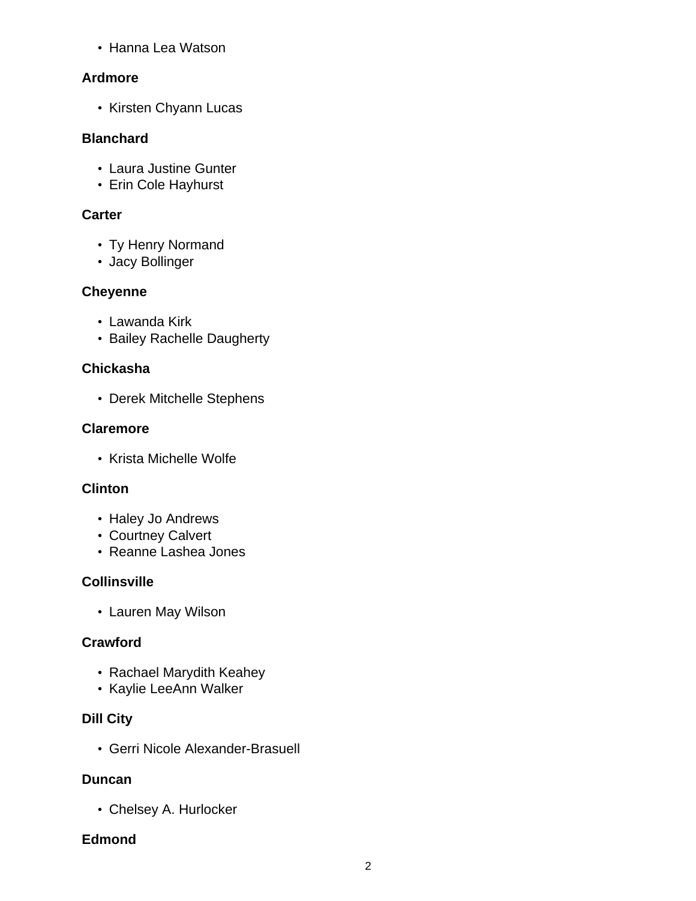- Hanna Lea Watson

**Ardmore**

- Kirsten Chyann Lucas

**Blanchard**

- Laura Justine Gunter
- Erin Cole Hayhurst

**Carter**

- Ty Henry Normand
- Jacy Bollinger

**Cheyenne**

- Lawanda Kirk
- Bailey Rachelle Daugherty

**Chickasha**

- Derek Mitchelle Stephens

**Claremore**

- Krista Michelle Wolfe

**Clinton**

- Haley Jo Andrews
- Courtney Calvert
- Reanne Lashea Jones

**Collinsville**

- Lauren May Wilson

**Crawford**

- Rachael Marydith Keahey
- Kaylie LeeAnn Walker

**Dill City**

- Gerri Nicole Alexander-Brasuell

**Duncan**

- Chelsey A. Hurlocker

**Edmond**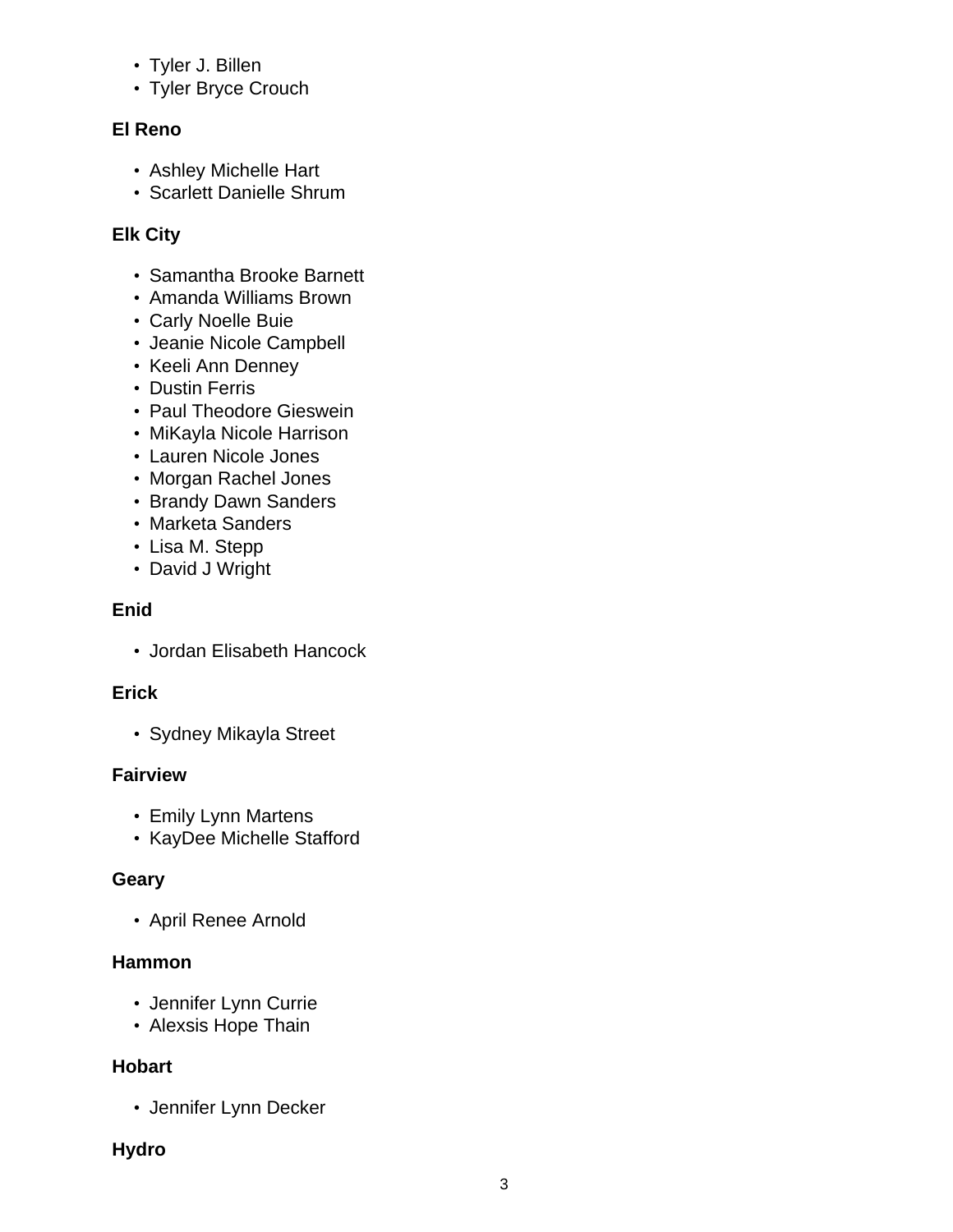- Tyler J. Billen
- Tyler Bryce Crouch

**El Reno**

- Ashley Michelle Hart
- Scarlett Danielle Shrum

**Elk City**

- Samantha Brooke Barnett
- Amanda Williams Brown
- Carly Noelle Buie
- Jeanie Nicole Campbell
- Keeli Ann Denney
- Dustin Ferris
- Paul Theodore Gieswein
- MiKayla Nicole Harrison
- Lauren Nicole Jones
- Morgan Rachel Jones
- Brandy Dawn Sanders
- Marketa Sanders
- Lisa M. Stepp
- David J Wright

**Enid**

- Jordan Elisabeth Hancock

**Erick**

- Sydney Mikayla Street

**Fairview**

- Emily Lynn Martens
- KayDee Michelle Stafford

**Geary**

- April Renee Arnold

**Hammon**

- Jennifer Lynn Currie
- Alexsis Hope Thain

**Hobart**

- Jennifer Lynn Decker

**Hydro**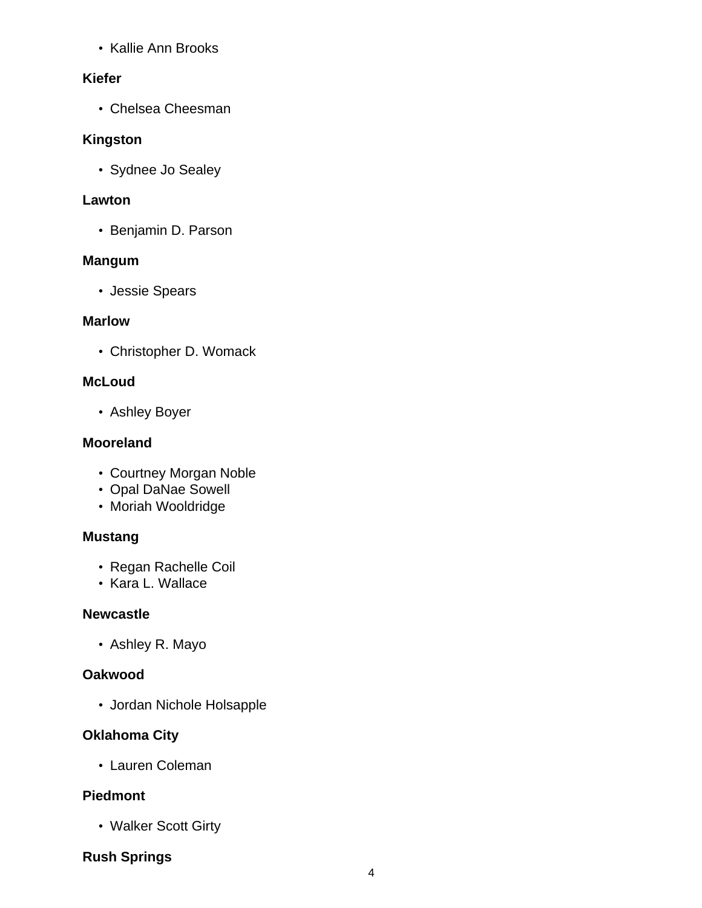- Kallie Ann Brooks

**Kiefer**

- Chelsea Cheesman

**Kingston**

- Sydnee Jo Sealey

**Lawton**

- Benjamin D. Parson

**Mangum**

- Jessie Spears

**Marlow**

- Christopher D. Womack

**McLoud**

- Ashley Boyer

**Mooreland**

- Courtney Morgan Noble
- Opal DaNae Sowell
- Moriah Wooldridge

**Mustang**

- Regan Rachelle Coil
- Kara L. Wallace

**Newcastle**

- Ashley R. Mayo

**Oakwood**

- Jordan Nichole Holsapple

**Oklahoma City**

- Lauren Coleman

**Piedmont**

- Walker Scott Girty

**Rush Springs**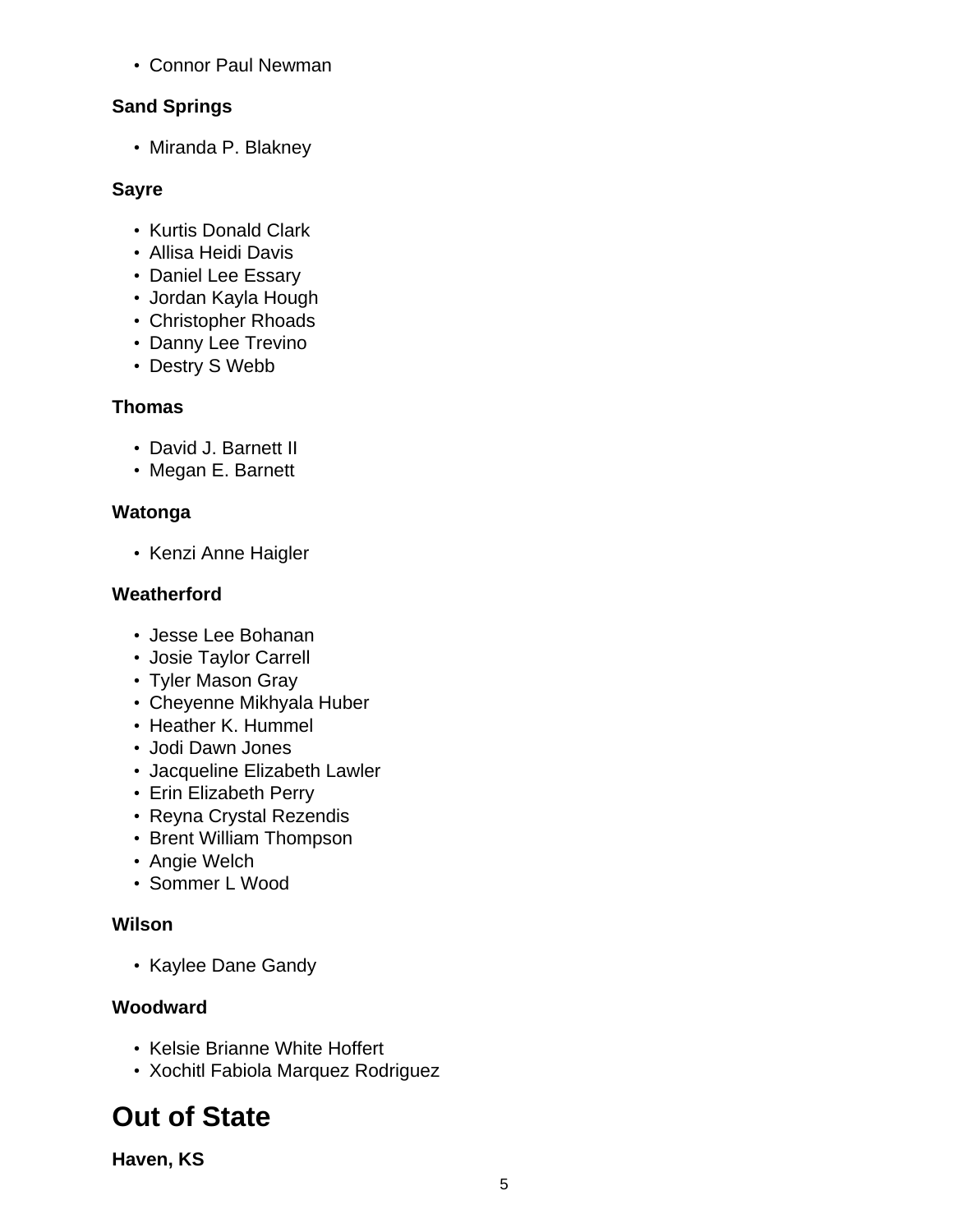- Connor Paul Newman

### Sand Springs

- Miranda P. Blakney

### Sayre

- Kurtis Donald Clark
- Allisa Heidi Davis
- Daniel Lee Essary
- Jordan Kayla Hough
- Christopher Rhoads
- Danny Lee Trevino
- Destry S Webb

### Thomas

- David J. Barnett II
- Megan E. Barnett

### Watonga

- Kenzi Anne Haigler

### Weatherford

- Jesse Lee Bohanan
- Josie Taylor Carrell
- Tyler Mason Gray
- Cheyenne Mikhyala Huber
- Heather K. Hummel
- Jodi Dawn Jones
- Jacqueline Elizabeth Lawler
- Erin Elizabeth Perry
- Reyna Crystal Rezendis
- Brent William Thompson
- Angie Welch
- Sommer L Wood

### Wilson

- Kaylee Dane Gandy

### Woodward

- Kelsie Brianne White Hoffert
- Xochitl Fabiola Marquez Rodriguez

## Out of State

### Haven, KS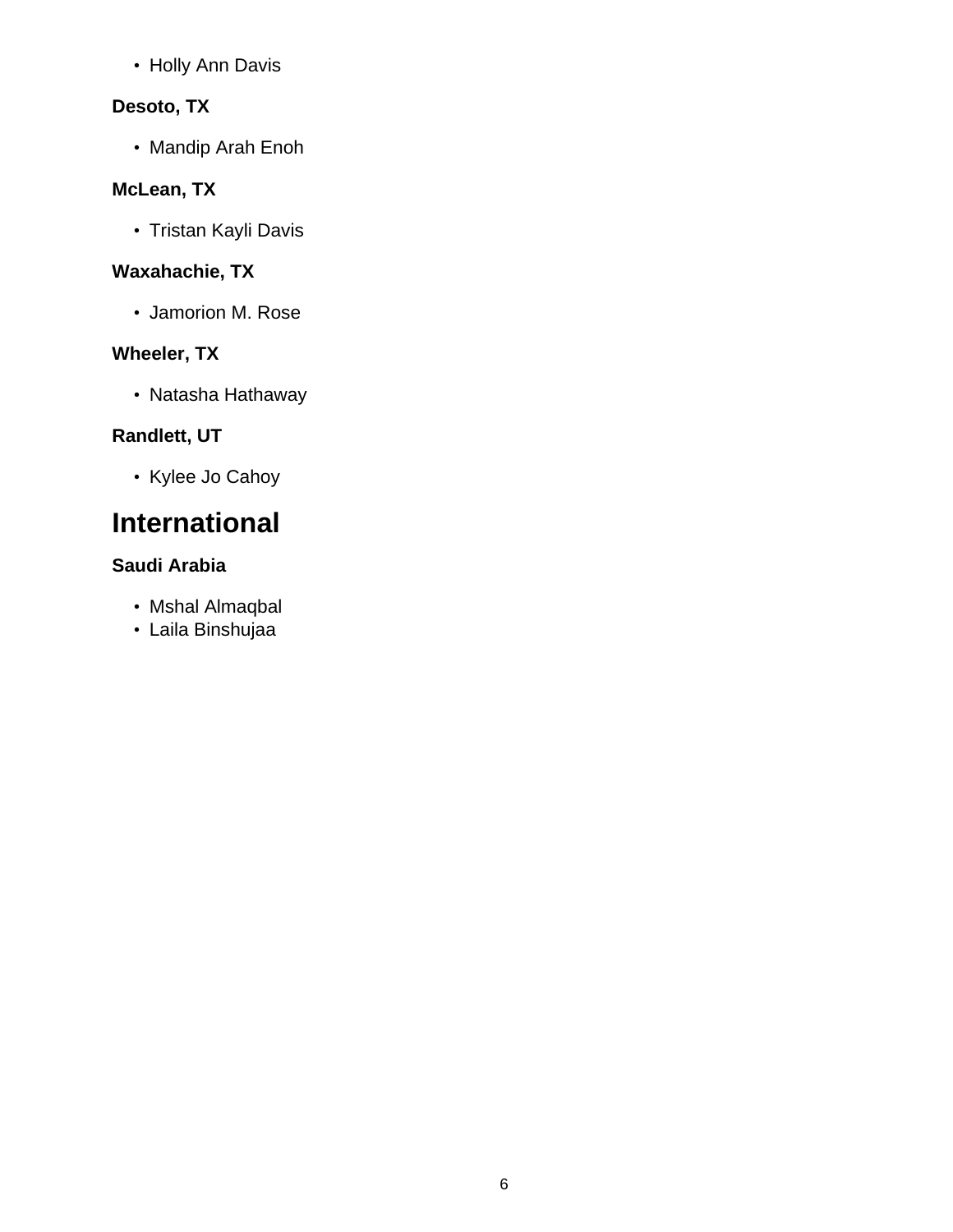- Holly Ann Davis

### Desoto, TX

- Mandip Arah Enoh

### McLean, TX

- Tristan Kayli Davis

### Waxahachie, TX

- Jamorion M. Rose

### Wheeler, TX

- Natasha Hathaway

### Randlett, UT

- Kylee Jo Cahoy

## International

### Saudi Arabia

- Mshal Almaqbal
- Laila Binshujaa